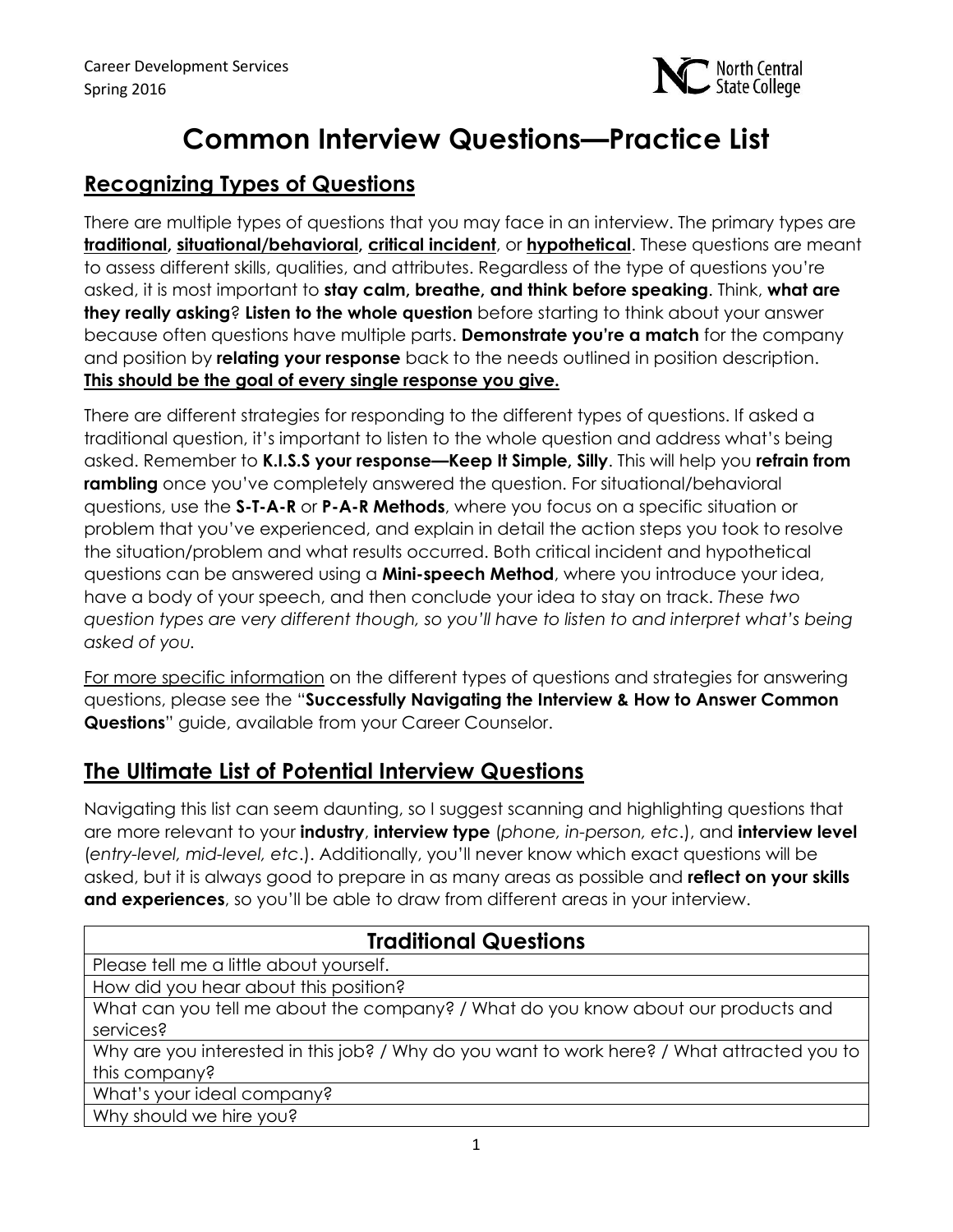Career Development Services
Spring 2016

# Common Interview Questions—Practice List

## Recognizing Types of Questions

There are multiple types of questions that you may face in an interview. The primary types are **traditional**, **situational/behavioral**, **critical incident**, or **hypothetical**. These questions are meant to assess different skills, qualities, and attributes. Regardless of the type of questions you're asked, it is most important to **stay calm, breathe, and think before speaking**. Think, **what are they really asking**? **Listen to the whole question** before starting to think about your answer because often questions have multiple parts. **Demonstrate you're a match** for the company and position by **relating your response** back to the needs outlined in position description. **This should be the goal of every single response you give.**

There are different strategies for responding to the different types of questions. If asked a traditional question, it's important to listen to the whole question and address what's being asked. Remember to **K.I.S.S your response—Keep It Simple, Silly**. This will help you **refrain from rambling** once you've completely answered the question. For situational/behavioral questions, use the **S-T-A-R** or **P-A-R Methods**, where you focus on a specific situation or problem that you've experienced, and explain in detail the action steps you took to resolve the situation/problem and what results occurred. Both critical incident and hypothetical questions can be answered using a **Mini-speech Method**, where you introduce your idea, have a body of your speech, and then conclude your idea to stay on track. *These two question types are very different though, so you'll have to listen to and interpret what's being asked of you.*

For more specific information on the different types of questions and strategies for answering questions, please see the "**Successfully Navigating the Interview & How to Answer Common Questions**" guide, available from your Career Counselor.

## The Ultimate List of Potential Interview Questions

Navigating this list can seem daunting, so I suggest scanning and highlighting questions that are more relevant to your **industry**, **interview type** (*phone, in-person, etc*.), and **interview level** (*entry-level, mid-level, etc*.). Additionally, you'll never know which exact questions will be asked, but it is always good to prepare in as many areas as possible and **reflect on your skills and experiences**, so you'll be able to draw from different areas in your interview.

| Traditional Questions |
| --- |
| Please tell me a little about yourself. |
| How did you hear about this position? |
| What can you tell me about the company? / What do you know about our products and services? |
| Why are you interested in this job? / Why do you want to work here? / What attracted you to this company? |
| What's your ideal company? |
| Why should we hire you? |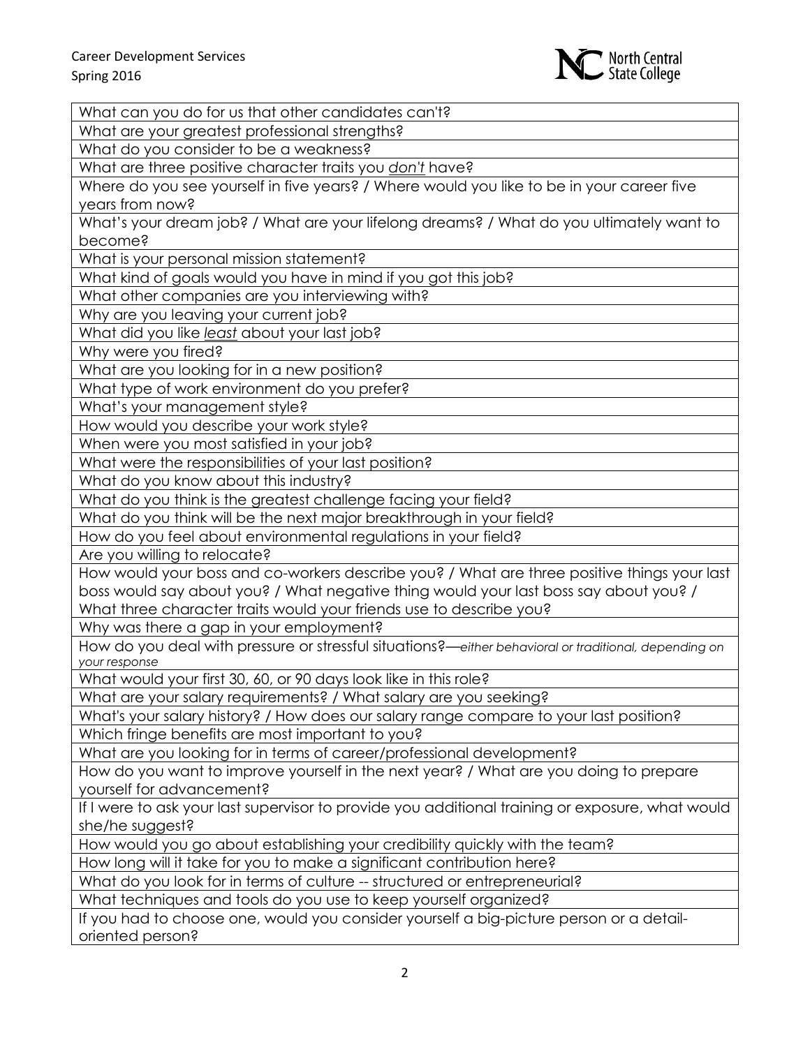| |
|---|
| What can you do for us that other candidates can't? |
| What are your greatest professional strengths? |
| What do you consider to be a weakness? |
| What are three positive character traits you *don't* have? |
| Where do you see yourself in five years? / Where would you like to be in your career five years from now? |
| What's your dream job? / What are your lifelong dreams? / What do you ultimately want to become? |
| What is your personal mission statement? |
| What kind of goals would you have in mind if you got this job? |
| What other companies are you interviewing with? |
| Why are you leaving your current job? |
| What did you like *least* about your last job? |
| Why were you fired? |
| What are you looking for in a new position? |
| What type of work environment do you prefer? |
| What's your management style? |
| How would you describe your work style? |
| When were you most satisfied in your job? |
| What were the responsibilities of your last position? |
| What do you know about this industry? |
| What do you think is the greatest challenge facing your field? |
| What do you think will be the next major breakthrough in your field? |
| How do you feel about environmental regulations in your field? |
| Are you willing to relocate? |
| How would your boss and co-workers describe you? / What are three positive things your last boss would say about you? / What negative thing would your last boss say about you? / What three character traits would your friends use to describe you? |
| Why was there a gap in your employment? |
| How do you deal with pressure or stressful situations?—*either behavioral or traditional, depending on your response* |
| What would your first 30, 60, or 90 days look like in this role? |
| What are your salary requirements? / What salary are you seeking? |
| What's your salary history? / How does our salary range compare to your last position? |
| Which fringe benefits are most important to you? |
| What are you looking for in terms of career/professional development? |
| How do you want to improve yourself in the next year? / What are you doing to prepare yourself for advancement? |
| If I were to ask your last supervisor to provide you additional training or exposure, what would she/he suggest? |
| How would you go about establishing your credibility quickly with the team? |
| How long will it take for you to make a significant contribution here? |
| What do you look for in terms of culture -- structured or entrepreneurial? |
| What techniques and tools do you use to keep yourself organized? |
| If you had to choose one, would you consider yourself a big-picture person or a detail-oriented person? |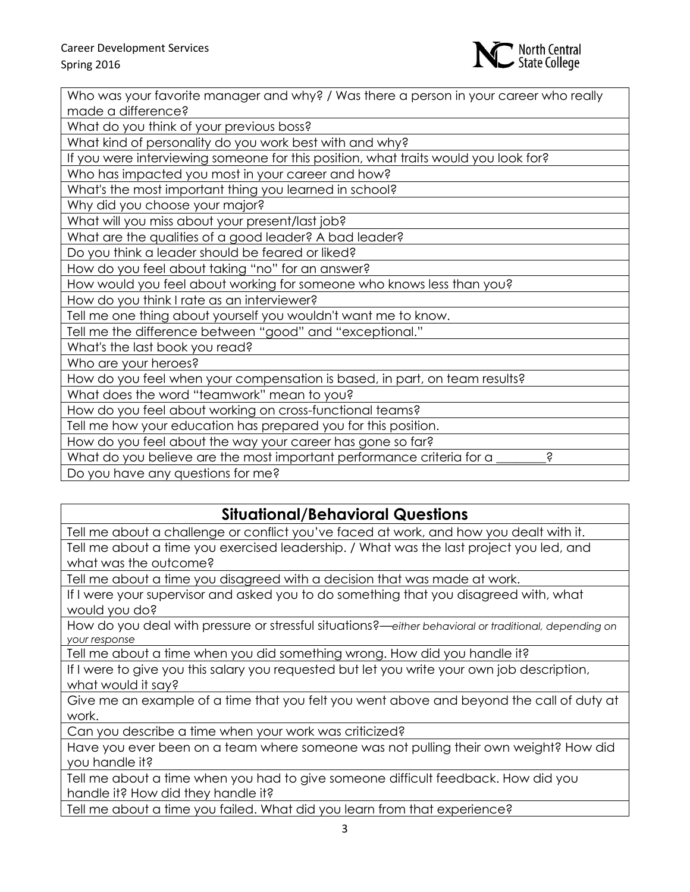| Who was your favorite manager and why? / Was there a person in your career who really made a difference? |
|---|
| What do you think of your previous boss? |
| What kind of personality do you work best with and why? |
| If you were interviewing someone for this position, what traits would you look for? |
| Who has impacted you most in your career and how? |
| What's the most important thing you learned in school? |
| Why did you choose your major? |
| What will you miss about your present/last job? |
| What are the qualities of a good leader? A bad leader? |
| Do you think a leader should be feared or liked? |
| How do you feel about taking "no" for an answer? |
| How would you feel about working for someone who knows less than you? |
| How do you think I rate as an interviewer? |
| Tell me one thing about yourself you wouldn't want me to know. |
| Tell me the difference between "good" and "exceptional." |
| What's the last book you read? |
| Who are your heroes? |
| How do you feel when your compensation is based, in part, on team results? |
| What does the word "teamwork" mean to you? |
| How do you feel about working on cross-functional teams? |
| Tell me how your education has prepared you for this position. |
| How do you feel about the way your career has gone so far? |
| What do you believe are the most important performance criteria for a ________? |
| Do you have any questions for me? |

| **Situational/Behavioral Questions** |
|---|
| Tell me about a challenge or conflict you've faced at work, and how you dealt with it. |
| Tell me about a time you exercised leadership. / What was the last project you led, and what was the outcome? |
| Tell me about a time you disagreed with a decision that was made at work. |
| If I were your supervisor and asked you to do something that you disagreed with, what would you do? |
| How do you deal with pressure or stressful situations?—*either behavioral or traditional, depending on your response* |
| Tell me about a time when you did something wrong. How did you handle it? |
| If I were to give you this salary you requested but let you write your own job description, what would it say? |
| Give me an example of a time that you felt you went above and beyond the call of duty at work. |
| Can you describe a time when your work was criticized? |
| Have you ever been on a team where someone was not pulling their own weight? How did you handle it? |
| Tell me about a time when you had to give someone difficult feedback. How did you handle it? How did they handle it? |
| Tell me about a time you failed. What did you learn from that experience? |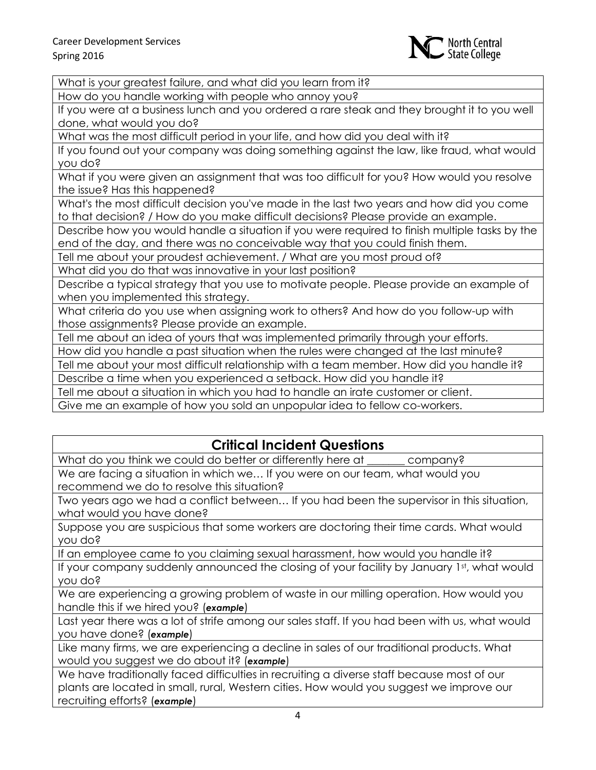| |
|---|
| What is your greatest failure, and what did you learn from it? |
| How do you handle working with people who annoy you? |
| If you were at a business lunch and you ordered a rare steak and they brought it to you well done, what would you do? |
| What was the most difficult period in your life, and how did you deal with it? |
| If you found out your company was doing something against the law, like fraud, what would you do? |
| What if you were given an assignment that was too difficult for you? How would you resolve the issue? Has this happened? |
| What's the most difficult decision you've made in the last two years and how did you come to that decision? / How do you make difficult decisions? Please provide an example. |
| Describe how you would handle a situation if you were required to finish multiple tasks by the end of the day, and there was no conceivable way that you could finish them. |
| Tell me about your proudest achievement. / What are you most proud of? |
| What did you do that was innovative in your last position? |
| Describe a typical strategy that you use to motivate people. Please provide an example of when you implemented this strategy. |
| What criteria do you use when assigning work to others? And how do you follow-up with those assignments? Please provide an example. |
| Tell me about an idea of yours that was implemented primarily through your efforts. |
| How did you handle a past situation when the rules were changed at the last minute? |
| Tell me about your most difficult relationship with a team member. How did you handle it? |
| Describe a time when you experienced a setback. How did you handle it? |
| Tell me about a situation in which you had to handle an irate customer or client. |
| Give me an example of how you sold an unpopular idea to fellow co-workers. |

| **Critical Incident Questions** |
|---|
| What do you think we could do better or differently here at _______ company? |
| We are facing a situation in which we… If you were on our team, what would you recommend we do to resolve this situation? |
| Two years ago we had a conflict between… If you had been the supervisor in this situation, what would you have done? |
| Suppose you are suspicious that some workers are doctoring their time cards. What would you do? |
| If an employee came to you claiming sexual harassment, how would you handle it? |
| If your company suddenly announced the closing of your facility by January 1st, what would you do? |
| We are experiencing a growing problem of waste in our milling operation. How would you handle this if we hired you? (***example***) |
| Last year there was a lot of strife among our sales staff. If you had been with us, what would you have done? (***example***) |
| Like many firms, we are experiencing a decline in sales of our traditional products. What would you suggest we do about it? (***example***) |
| We have traditionally faced difficulties in recruiting a diverse staff because most of our plants are located in small, rural, Western cities. How would you suggest we improve our recruiting efforts? (***example***) |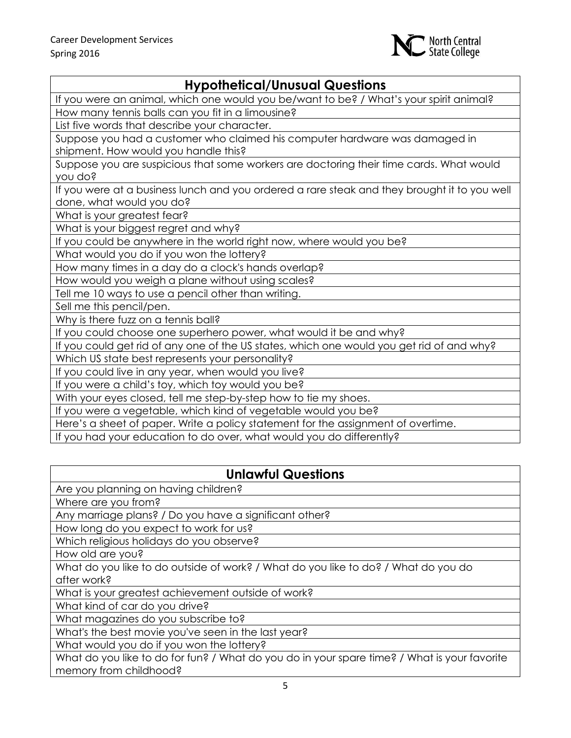| Hypothetical/Unusual Questions |
| --- |
| If you were an animal, which one would you be/want to be? / What's your spirit animal? |
| How many tennis balls can you fit in a limousine? |
| List five words that describe your character. |
| Suppose you had a customer who claimed his computer hardware was damaged in shipment. How would you handle this? |
| Suppose you are suspicious that some workers are doctoring their time cards. What would you do? |
| If you were at a business lunch and you ordered a rare steak and they brought it to you well done, what would you do? |
| What is your greatest fear? |
| What is your biggest regret and why? |
| If you could be anywhere in the world right now, where would you be? |
| What would you do if you won the lottery? |
| How many times in a day do a clock's hands overlap? |
| How would you weigh a plane without using scales? |
| Tell me 10 ways to use a pencil other than writing. |
| Sell me this pencil/pen. |
| Why is there fuzz on a tennis ball? |
| If you could choose one superhero power, what would it be and why? |
| If you could get rid of any one of the US states, which one would you get rid of and why? |
| Which US state best represents your personality? |
| If you could live in any year, when would you live? |
| If you were a child's toy, which toy would you be? |
| With your eyes closed, tell me step-by-step how to tie my shoes. |
| If you were a vegetable, which kind of vegetable would you be? |
| Here's a sheet of paper. Write a policy statement for the assignment of overtime. |
| If you had your education to do over, what would you do differently? |

| Unlawful Questions |
| --- |
| Are you planning on having children? |
| Where are you from? |
| Any marriage plans? / Do you have a significant other? |
| How long do you expect to work for us? |
| Which religious holidays do you observe? |
| How old are you? |
| What do you like to do outside of work? / What do you like to do? / What do you do after work? |
| What is your greatest achievement outside of work? |
| What kind of car do you drive? |
| What magazines do you subscribe to? |
| What's the best movie you've seen in the last year? |
| What would you do if you won the lottery? |
| What do you like to do for fun? / What do you do in your spare time? / What is your favorite memory from childhood? |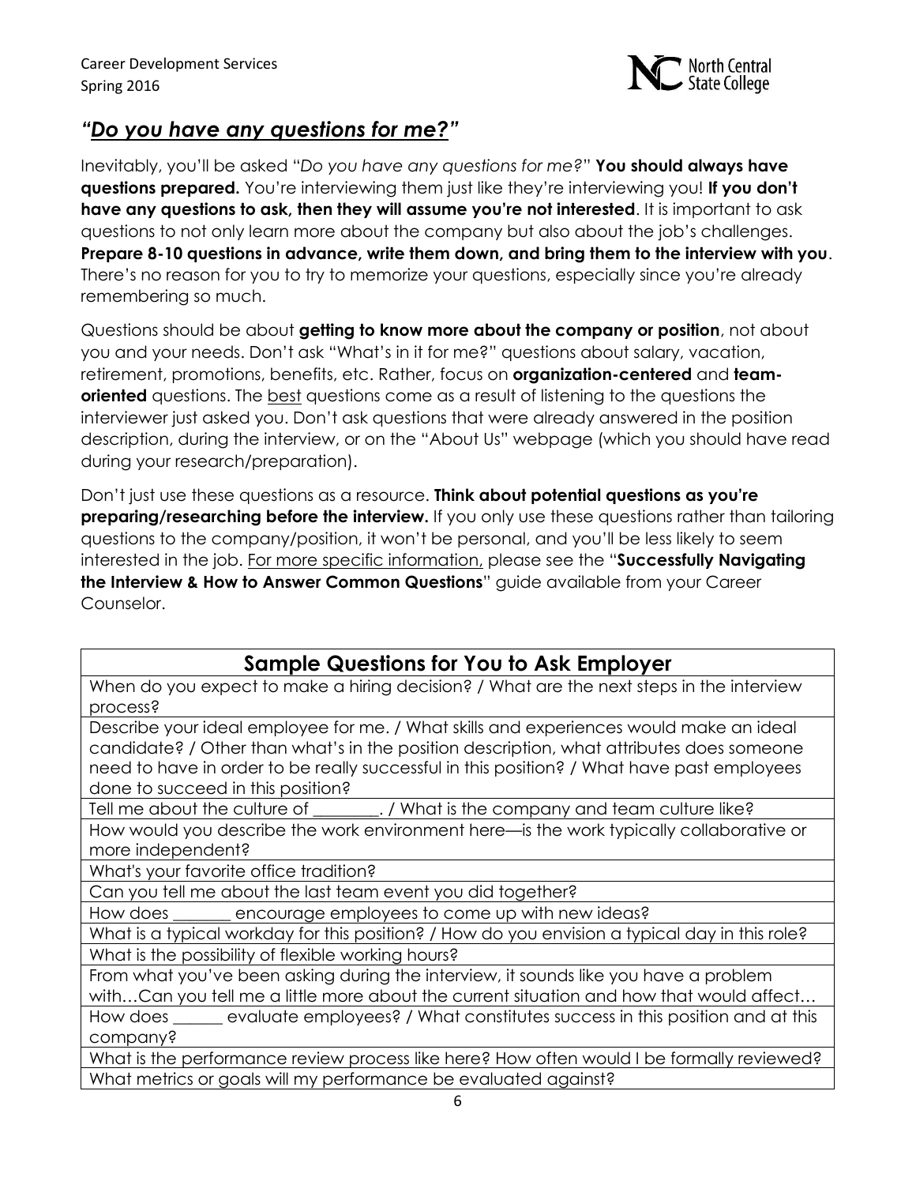## *"Do you have any questions for me?"*

Inevitably, you'll be asked "*Do you have any questions for me?*" **You should always have questions prepared.** You're interviewing them just like they're interviewing you! **If you don't have any questions to ask, then they will assume you're not interested**. It is important to ask questions to not only learn more about the company but also about the job's challenges. **Prepare 8-10 questions in advance, write them down, and bring them to the interview with you**. There's no reason for you to try to memorize your questions, especially since you're already remembering so much.

Questions should be about **getting to know more about the company or position**, not about you and your needs. Don't ask "What's in it for me?" questions about salary, vacation, retirement, promotions, benefits, etc. Rather, focus on **organization-centered** and **team-oriented** questions. The best questions come as a result of listening to the questions the interviewer just asked you. Don't ask questions that were already answered in the position description, during the interview, or on the "About Us" webpage (which you should have read during your research/preparation).

Don't just use these questions as a resource. **Think about potential questions as you're preparing/researching before the interview.** If you only use these questions rather than tailoring questions to the company/position, it won't be personal, and you'll be less likely to seem interested in the job. For more specific information, please see the "**Successfully Navigating the Interview & How to Answer Common Questions**" guide available from your Career Counselor.

| Sample Questions for You to Ask Employer |
|---|
| When do you expect to make a hiring decision? / What are the next steps in the interview process? |
| Describe your ideal employee for me. / What skills and experiences would make an ideal candidate? / Other than what's in the position description, what attributes does someone need to have in order to be really successful in this position? / What have past employees done to succeed in this position? |
| Tell me about the culture of ________. / What is the company and team culture like? |
| How would you describe the work environment here—is the work typically collaborative or more independent? |
| What's your favorite office tradition? |
| Can you tell me about the last team event you did together? |
| How does _______ encourage employees to come up with new ideas? |
| What is a typical workday for this position? / How do you envision a typical day in this role? |
| What is the possibility of flexible working hours? |
| From what you've been asking during the interview, it sounds like you have a problem with…Can you tell me a little more about the current situation and how that would affect… |
| How does ______ evaluate employees? / What constitutes success in this position and at this company? |
| What is the performance review process like here? How often would I be formally reviewed? |
| What metrics or goals will my performance be evaluated against? |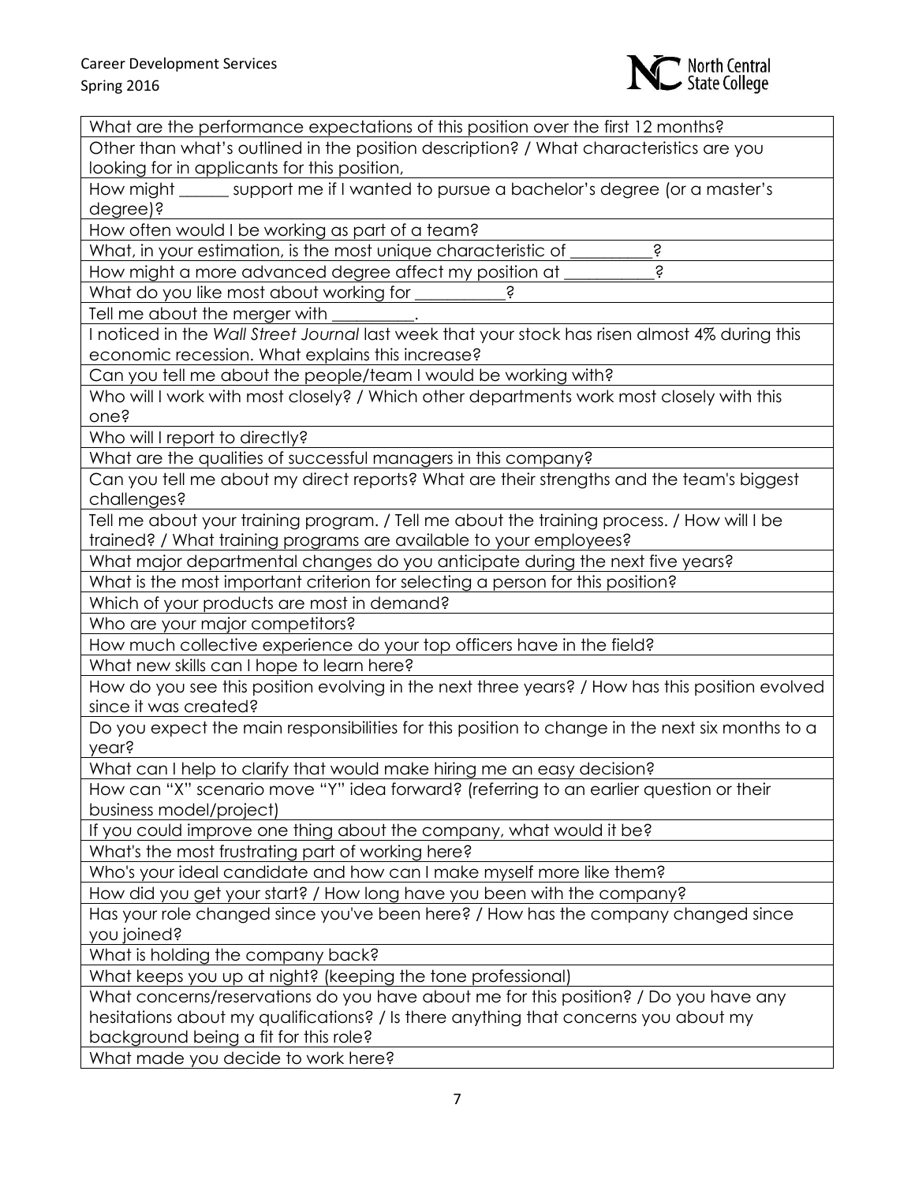| What are the performance expectations of this position over the first 12 months? |
|---|
| Other than what's outlined in the position description? / What characteristics are you looking for in applicants for this position, |
| How might ______ support me if I wanted to pursue a bachelor's degree (or a master's degree)? |
| How often would I be working as part of a team? |
| What, in your estimation, is the most unique characteristic of __________? |
| How might a more advanced degree affect my position at ___________? |
| What do you like most about working for ___________? |
| Tell me about the merger with __________. |
| I noticed in the *Wall Street Journal* last week that your stock has risen almost 4% during this economic recession. What explains this increase? |
| Can you tell me about the people/team I would be working with? |
| Who will I work with most closely? / Which other departments work most closely with this one? |
| Who will I report to directly? |
| What are the qualities of successful managers in this company? |
| Can you tell me about my direct reports? What are their strengths and the team's biggest challenges? |
| Tell me about your training program. / Tell me about the training process. / How will I be trained? / What training programs are available to your employees? |
| What major departmental changes do you anticipate during the next five years? |
| What is the most important criterion for selecting a person for this position? |
| Which of your products are most in demand? |
| Who are your major competitors? |
| How much collective experience do your top officers have in the field? |
| What new skills can I hope to learn here? |
| How do you see this position evolving in the next three years? / How has this position evolved since it was created? |
| Do you expect the main responsibilities for this position to change in the next six months to a year? |
| What can I help to clarify that would make hiring me an easy decision? |
| How can "X" scenario move "Y" idea forward? (referring to an earlier question or their business model/project) |
| If you could improve one thing about the company, what would it be? |
| What's the most frustrating part of working here? |
| Who's your ideal candidate and how can I make myself more like them? |
| How did you get your start? / How long have you been with the company? |
| Has your role changed since you've been here? / How has the company changed since you joined? |
| What is holding the company back? |
| What keeps you up at night? (keeping the tone professional) |
| What concerns/reservations do you have about me for this position? / Do you have any hesitations about my qualifications? / Is there anything that concerns you about my background being a fit for this role? |
| What made you decide to work here? |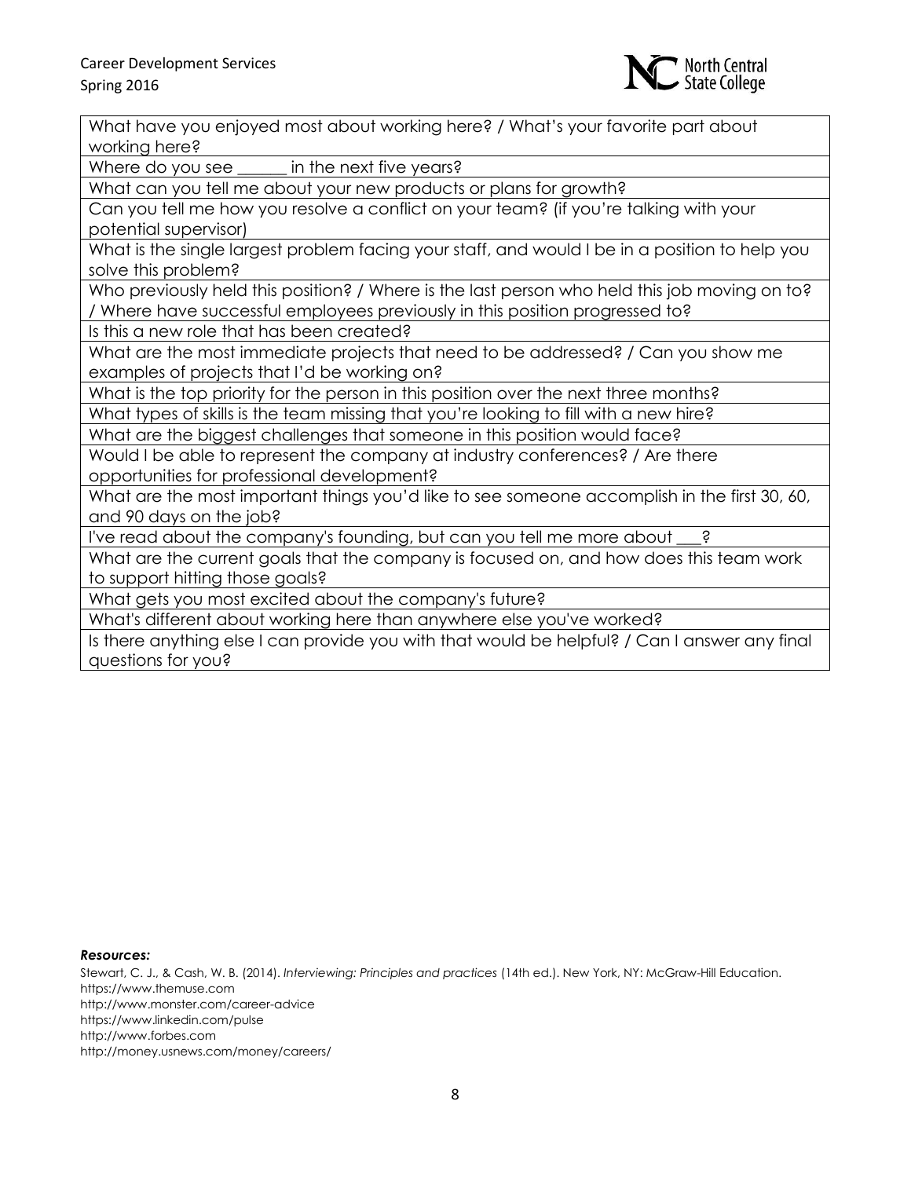| |
|---|
| What have you enjoyed most about working here? / What's your favorite part about working here? |
| Where do you see ______ in the next five years? |
| What can you tell me about your new products or plans for growth? |
| Can you tell me how you resolve a conflict on your team? (if you're talking with your potential supervisor) |
| What is the single largest problem facing your staff, and would I be in a position to help you solve this problem? |
| Who previously held this position? / Where is the last person who held this job moving on to? / Where have successful employees previously in this position progressed to? |
| Is this a new role that has been created? |
| What are the most immediate projects that need to be addressed? / Can you show me examples of projects that I'd be working on? |
| What is the top priority for the person in this position over the next three months? |
| What types of skills is the team missing that you're looking to fill with a new hire? |
| What are the biggest challenges that someone in this position would face? |
| Would I be able to represent the company at industry conferences? / Are there opportunities for professional development? |
| What are the most important things you'd like to see someone accomplish in the first 30, 60, and 90 days on the job? |
| I've read about the company's founding, but can you tell me more about ___? |
| What are the current goals that the company is focused on, and how does this team work to support hitting those goals? |
| What gets you most excited about the company's future? |
| What's different about working here than anywhere else you've worked? |
| Is there anything else I can provide you with that would be helpful? / Can I answer any final questions for you? |

***Resources:***

Stewart, C. J., & Cash, W. B. (2014). *Interviewing: Principles and practices* (14th ed.). New York, NY: McGraw-Hill Education.
https://www.themuse.com
http://www.monster.com/career-advice
https://www.linkedin.com/pulse
http://www.forbes.com
http://money.usnews.com/money/careers/